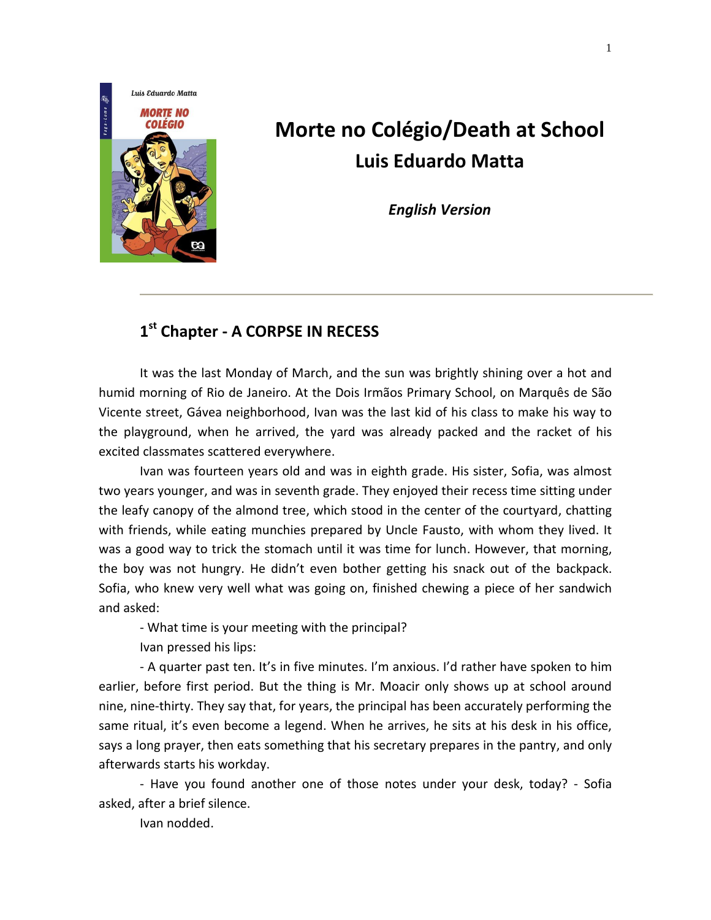# Morte no Colégio/Death at School

## Luis Eduardo Matta

***English Version***

---

### 1st Chapter - A CORPSE IN RECESS

It was the last Monday of March, and the sun was brightly shining over a hot and humid morning of Rio de Janeiro. At the Dois Irmãos Primary School, on Marquês de São Vicente street, Gávea neighborhood, Ivan was the last kid of his class to make his way to the playground, when he arrived, the yard was already packed and the racket of his excited classmates scattered everywhere.

Ivan was fourteen years old and was in eighth grade. His sister, Sofia, was almost two years younger, and was in seventh grade. They enjoyed their recess time sitting under the leafy canopy of the almond tree, which stood in the center of the courtyard, chatting with friends, while eating munchies prepared by Uncle Fausto, with whom they lived. It was a good way to trick the stomach until it was time for lunch. However, that morning, the boy was not hungry. He didn't even bother getting his snack out of the backpack. Sofia, who knew very well what was going on, finished chewing a piece of her sandwich and asked:

- What time is your meeting with the principal?

Ivan pressed his lips:

- A quarter past ten. It's in five minutes. I'm anxious. I'd rather have spoken to him earlier, before first period. But the thing is Mr. Moacir only shows up at school around nine, nine-thirty. They say that, for years, the principal has been accurately performing the same ritual, it's even become a legend. When he arrives, he sits at his desk in his office, says a long prayer, then eats something that his secretary prepares in the pantry, and only afterwards starts his workday.

- Have you found another one of those notes under your desk, today? - Sofia asked, after a brief silence.

Ivan nodded.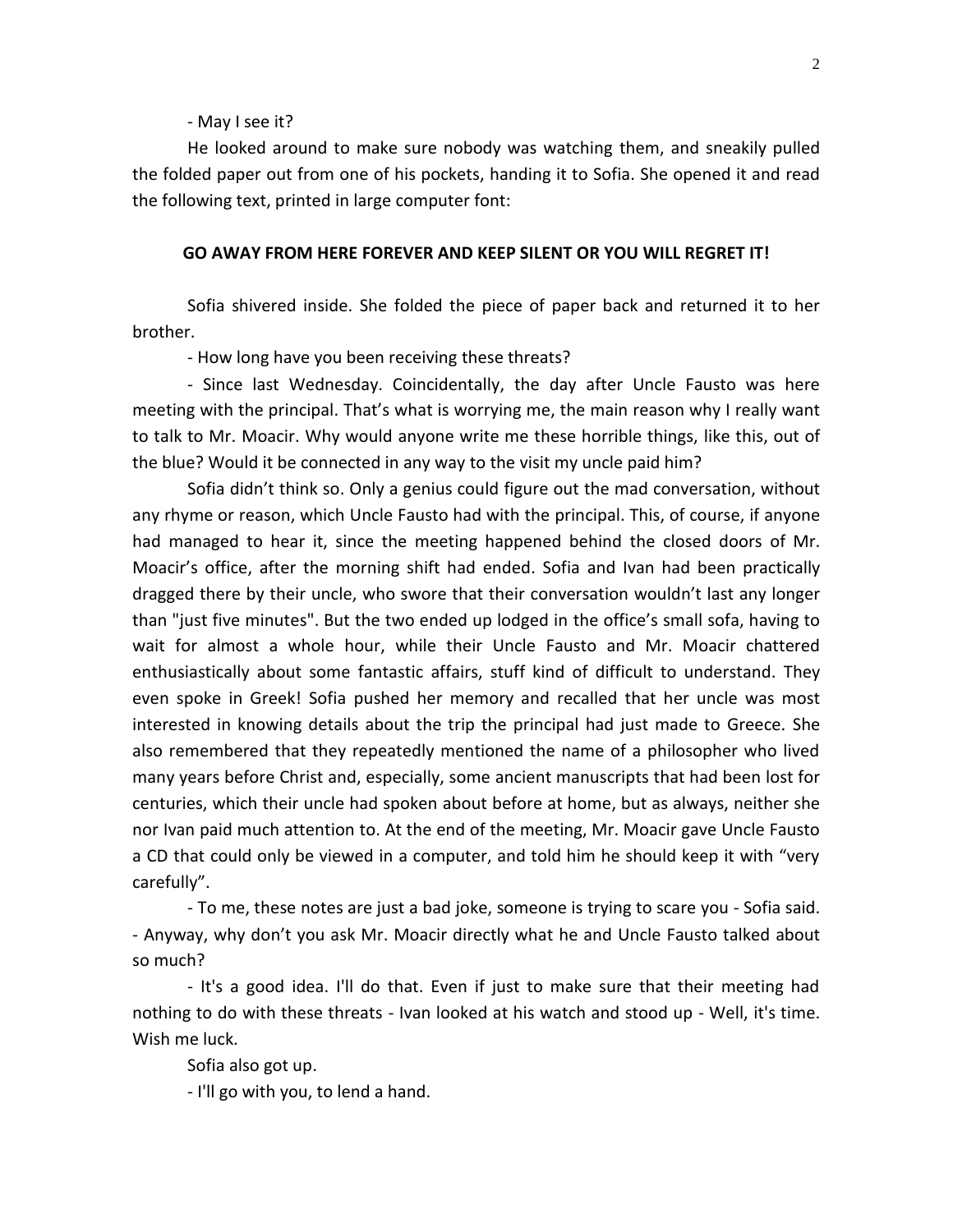- May I see it?

He looked around to make sure nobody was watching them, and sneakily pulled the folded paper out from one of his pockets, handing it to Sofia. She opened it and read the following text, printed in large computer font:

**GO AWAY FROM HERE FOREVER AND KEEP SILENT OR YOU WILL REGRET IT!**

Sofia shivered inside. She folded the piece of paper back and returned it to her brother.

- How long have you been receiving these threats?

- Since last Wednesday. Coincidentally, the day after Uncle Fausto was here meeting with the principal. That's what is worrying me, the main reason why I really want to talk to Mr. Moacir. Why would anyone write me these horrible things, like this, out of the blue? Would it be connected in any way to the visit my uncle paid him?

Sofia didn't think so. Only a genius could figure out the mad conversation, without any rhyme or reason, which Uncle Fausto had with the principal. This, of course, if anyone had managed to hear it, since the meeting happened behind the closed doors of Mr. Moacir's office, after the morning shift had ended. Sofia and Ivan had been practically dragged there by their uncle, who swore that their conversation wouldn't last any longer than "just five minutes". But the two ended up lodged in the office's small sofa, having to wait for almost a whole hour, while their Uncle Fausto and Mr. Moacir chattered enthusiastically about some fantastic affairs, stuff kind of difficult to understand. They even spoke in Greek! Sofia pushed her memory and recalled that her uncle was most interested in knowing details about the trip the principal had just made to Greece. She also remembered that they repeatedly mentioned the name of a philosopher who lived many years before Christ and, especially, some ancient manuscripts that had been lost for centuries, which their uncle had spoken about before at home, but as always, neither she nor Ivan paid much attention to. At the end of the meeting, Mr. Moacir gave Uncle Fausto a CD that could only be viewed in a computer, and told him he should keep it with "very carefully".

- To me, these notes are just a bad joke, someone is trying to scare you - Sofia said. - Anyway, why don't you ask Mr. Moacir directly what he and Uncle Fausto talked about so much?

- It's a good idea. I'll do that. Even if just to make sure that their meeting had nothing to do with these threats - Ivan looked at his watch and stood up - Well, it's time. Wish me luck.

Sofia also got up.

- I'll go with you, to lend a hand.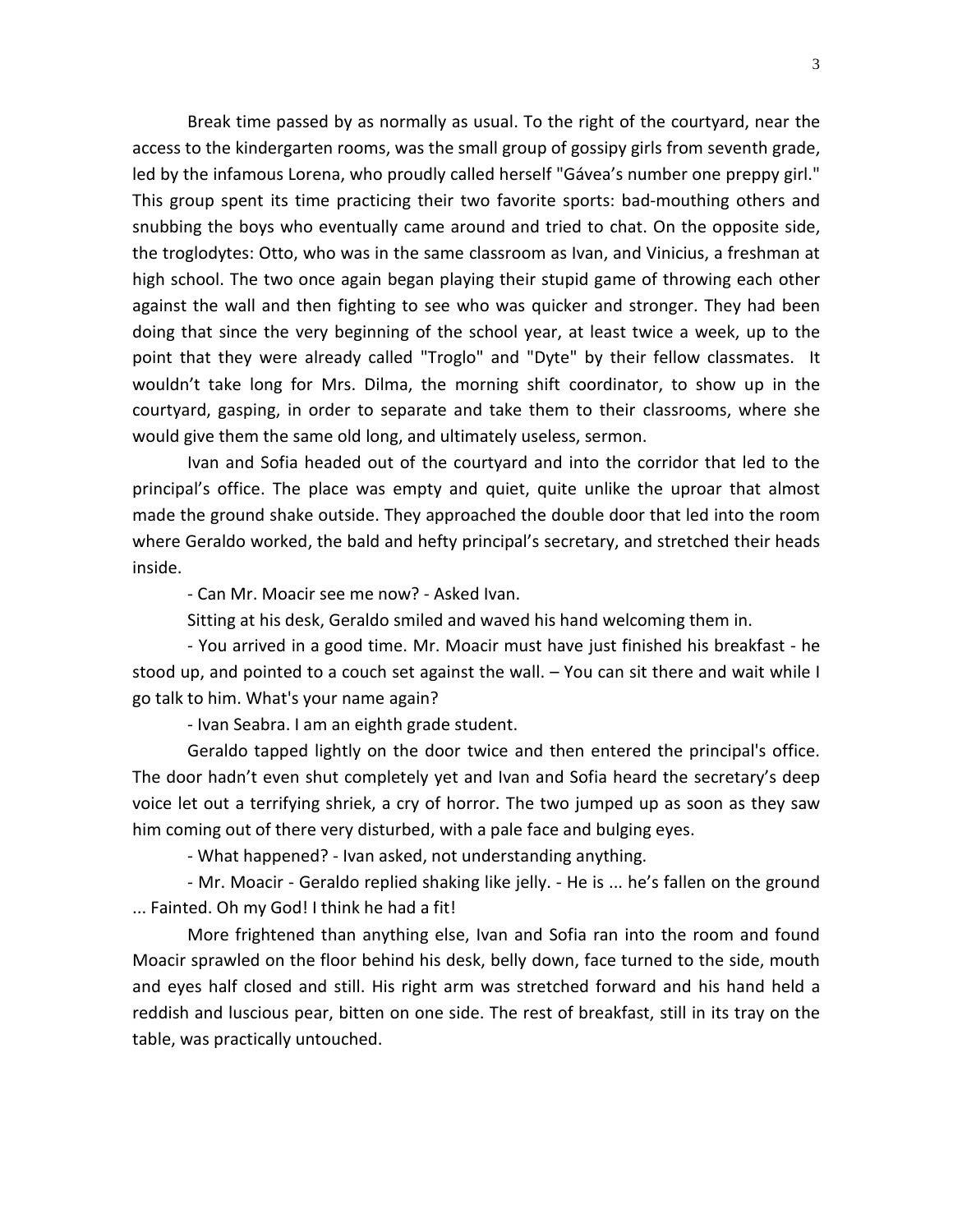Break time passed by as normally as usual. To the right of the courtyard, near the access to the kindergarten rooms, was the small group of gossipy girls from seventh grade, led by the infamous Lorena, who proudly called herself "Gávea's number one preppy girl." This group spent its time practicing their two favorite sports: bad-mouthing others and snubbing the boys who eventually came around and tried to chat. On the opposite side, the troglodytes: Otto, who was in the same classroom as Ivan, and Vinicius, a freshman at high school. The two once again began playing their stupid game of throwing each other against the wall and then fighting to see who was quicker and stronger. They had been doing that since the very beginning of the school year, at least twice a week, up to the point that they were already called "Troglo" and "Dyte" by their fellow classmates. It wouldn't take long for Mrs. Dilma, the morning shift coordinator, to show up in the courtyard, gasping, in order to separate and take them to their classrooms, where she would give them the same old long, and ultimately useless, sermon.

Ivan and Sofia headed out of the courtyard and into the corridor that led to the principal's office. The place was empty and quiet, quite unlike the uproar that almost made the ground shake outside. They approached the double door that led into the room where Geraldo worked, the bald and hefty principal's secretary, and stretched their heads inside.

- Can Mr. Moacir see me now? - Asked Ivan.

Sitting at his desk, Geraldo smiled and waved his hand welcoming them in.

- You arrived in a good time. Mr. Moacir must have just finished his breakfast - he stood up, and pointed to a couch set against the wall. – You can sit there and wait while I go talk to him. What's your name again?

- Ivan Seabra. I am an eighth grade student.

Geraldo tapped lightly on the door twice and then entered the principal's office. The door hadn't even shut completely yet and Ivan and Sofia heard the secretary's deep voice let out a terrifying shriek, a cry of horror. The two jumped up as soon as they saw him coming out of there very disturbed, with a pale face and bulging eyes.

- What happened? - Ivan asked, not understanding anything.

- Mr. Moacir - Geraldo replied shaking like jelly. - He is ... he's fallen on the ground ... Fainted. Oh my God! I think he had a fit!

More frightened than anything else, Ivan and Sofia ran into the room and found Moacir sprawled on the floor behind his desk, belly down, face turned to the side, mouth and eyes half closed and still. His right arm was stretched forward and his hand held a reddish and luscious pear, bitten on one side. The rest of breakfast, still in its tray on the table, was practically untouched.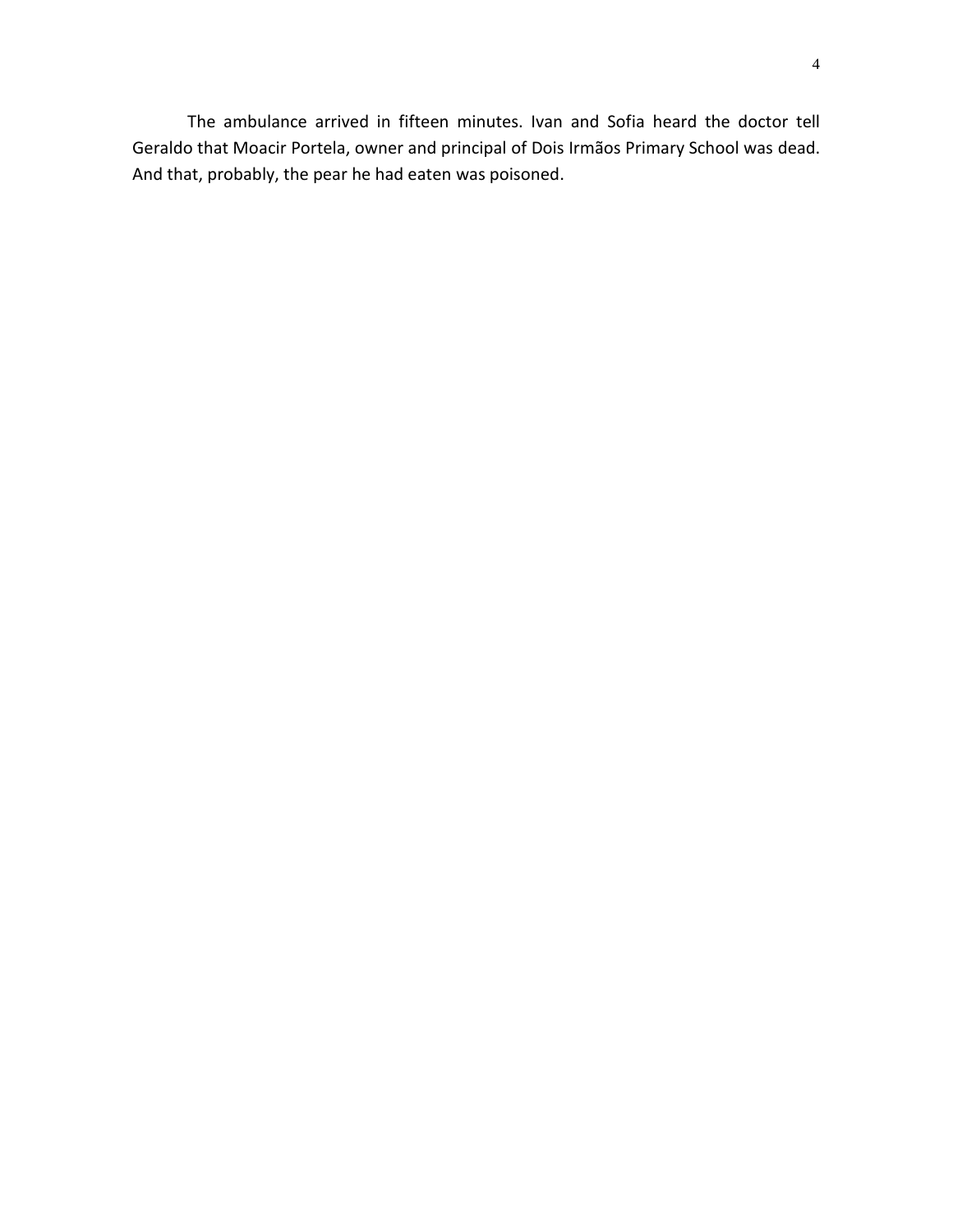The ambulance arrived in fifteen minutes. Ivan and Sofia heard the doctor tell Geraldo that Moacir Portela, owner and principal of Dois Irmãos Primary School was dead. And that, probably, the pear he had eaten was poisoned.